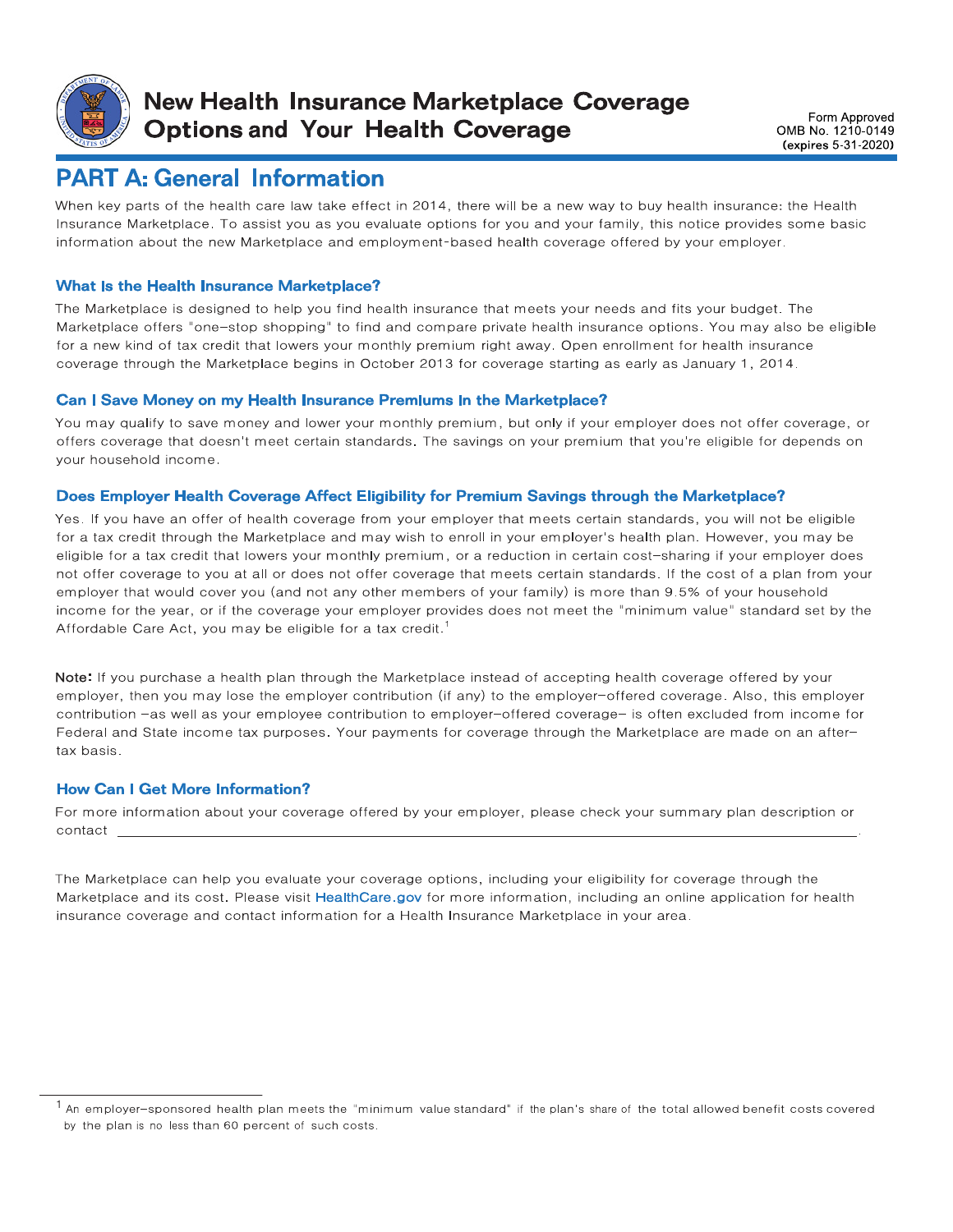# New Health Insurance Marketplace Coverage Options and Your Health Coverage

Form Approved
OMB No. 1210-0149
(expires 5-31-2020)

## PART A: General Information

When key parts of the health care law take effect in 2014, there will be a new way to buy health insurance: the Health Insurance Marketplace. To assist you as you evaluate options for you and your family, this notice provides some basic information about the new Marketplace and employment-based health coverage offered by your employer.

### What Is the Health Insurance Marketplace?

The Marketplace is designed to help you find health insurance that meets your needs and fits your budget. The Marketplace offers "one-stop shopping" to find and compare private health insurance options. You may also be eligible for a new kind of tax credit that lowers your monthly premium right away. Open enrollment for health insurance coverage through the Marketplace begins in October 2013 for coverage starting as early as January 1, 2014.

### Can I Save Money on my Health Insurance Premiums in the Marketplace?

You may qualify to save money and lower your monthly premium, but only if your employer does not offer coverage, or offers coverage that doesn't meet certain standards. The savings on your premium that you're eligible for depends on your household income.

### Does Employer Health Coverage Affect Eligibility for Premium Savings through the Marketplace?

Yes. If you have an offer of health coverage from your employer that meets certain standards, you will not be eligible for a tax credit through the Marketplace and may wish to enroll in your employer's health plan. However, you may be eligible for a tax credit that lowers your monthly premium, or a reduction in certain cost-sharing if your employer does not offer coverage to you at all or does not offer coverage that meets certain standards. If the cost of a plan from your employer that would cover you (and not any other members of your family) is more than 9.5% of your household income for the year, or if the coverage your employer provides does not meet the "minimum value" standard set by the Affordable Care Act, you may be eligible for a tax credit.[1]

**Note:** If you purchase a health plan through the Marketplace instead of accepting health coverage offered by your employer, then you may lose the employer contribution (if any) to the employer-offered coverage. Also, this employer contribution -as well as your employee contribution to employer-offered coverage- is often excluded from income for Federal and State income tax purposes. Your payments for coverage through the Marketplace are made on an after-tax basis.

### How Can I Get More Information?

For more information about your coverage offered by your employer, please check your summary plan description or contact ______________________________________________.

The Marketplace can help you evaluate your coverage options, including your eligibility for coverage through the Marketplace and its cost. Please visit HealthCare.gov for more information, including an online application for health insurance coverage and contact information for a Health Insurance Marketplace in your area.

[1] An employer-sponsored health plan meets the "minimum value standard" if the plan's share of the total allowed benefit costs covered by the plan is no less than 60 percent of such costs.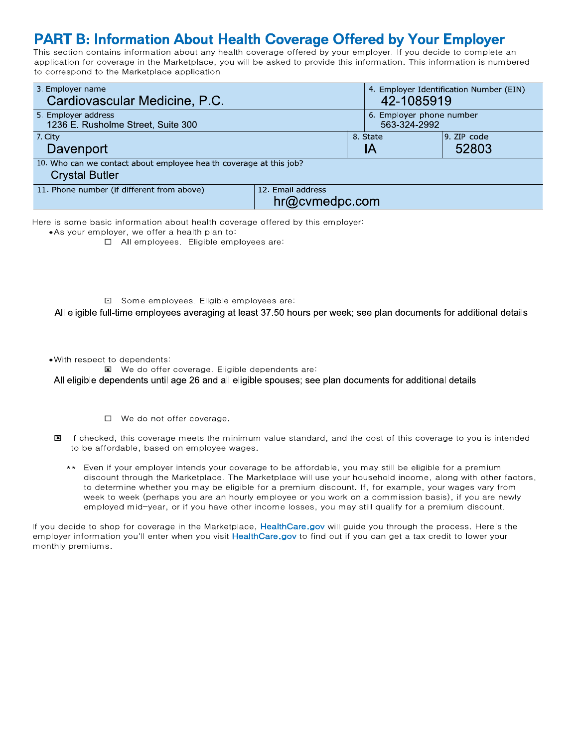## PART B: Information About Health Coverage Offered by Your Employer

This section contains information about any health coverage offered by your employer. If you decide to complete an application for coverage in the Marketplace, you will be asked to provide this information. This information is numbered to correspond to the Marketplace application.

| | | |
|---|---|---|
| 3. Employer name<br>Cardiovascular Medicine, P.C. | | 4. Employer Identification Number (EIN)<br>42-1085919 |
| 5. Employer address<br>1236 E. Rusholme Street, Suite 300 | | 6. Employer phone number<br>563-324-2992 |
| 7. City<br>Davenport | 8. State<br>IA | 9. ZIP code<br>52803 |
| 10. Who can we contact about employee health coverage at this job?<br>Crystal Butler | | |
| 11. Phone number (if different from above) | 12. Email address<br>hr@cvmedpc.com | |

Here is some basic information about health coverage offered by this employer:

- As your employer, we offer a health plan to:
  - ☐ All employees. Eligible employees are:
  - ⊡ Some employees. Eligible employees are:

All eligible full-time employees averaging at least 37.50 hours per week; see plan documents for additional details

- With respect to dependents:
  - ☒ We do offer coverage. Eligible dependents are:

All eligible dependents until age 26 and all eligible spouses; see plan documents for additional details

  - ☐ We do not offer coverage.

☒ If checked, this coverage meets the minimum value standard, and the cost of this coverage to you is intended to be affordable, based on employee wages.

** Even if your employer intends your coverage to be affordable, you may still be eligible for a premium discount through the Marketplace. The Marketplace will use your household income, along with other factors, to determine whether you may be eligible for a premium discount. If, for example, your wages vary from week to week (perhaps you are an hourly employee or you work on a commission basis), if you are newly employed mid–year, or if you have other income losses, you may still qualify for a premium discount.

If you decide to shop for coverage in the Marketplace, HealthCare.gov will guide you through the process. Here's the employer information you'll enter when you visit HealthCare.gov to find out if you can get a tax credit to lower your monthly premiums.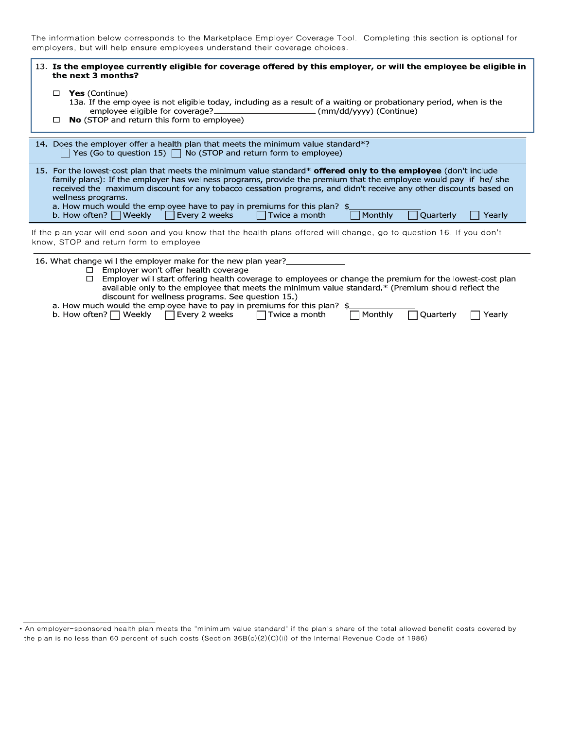The information below corresponds to the Marketplace Employer Coverage Tool. Completing this section is optional for employers, but will help ensure employees understand their coverage choices.

13. **Is the employee currently eligible for coverage offered by this employer, or will the employee be eligible in the next 3 months?**

- ☐ **Yes** (Continue)
  - 13a. If the employee is not eligible today, including as a result of a waiting or probationary period, when is the employee eligible for coverage? ______________________ (mm/dd/yyyy) (Continue)
- ☐ **No** (STOP and return this form to employee)

14. Does the employer offer a health plan that meets the minimum value standard*?
☐ Yes (Go to question 15) ☐ No (STOP and return form to employee)

15. For the lowest-cost plan that meets the minimum value standard* **offered only to the employee** (don't include family plans): If the employer has wellness programs, provide the premium that the employee would pay if he/ she received the maximum discount for any tobacco cessation programs, and didn't receive any other discounts based on wellness programs.
a. How much would the employee have to pay in premiums for this plan? $______________
b. How often? ☐ Weekly ☐ Every 2 weeks ☐ Twice a month ☐ Monthly ☐ Quarterly ☐ Yearly

If the plan year will end soon and you know that the health plans offered will change, go to question 16. If you don't know, STOP and return form to employee.

16. What change will the employer make for the new plan year?____________
- ☐ Employer won't offer health coverage
- ☐ Employer will start offering health coverage to employees or change the premium for the lowest-cost plan available only to the employee that meets the minimum value standard.* (Premium should reflect the discount for wellness programs. See question 15.)

a. How much would the employee have to pay in premiums for this plan? $______________
b. How often? ☐ Weekly ☐ Every 2 weeks ☐ Twice a month ☐ Monthly ☐ Quarterly ☐ Yearly

* An employer-sponsored health plan meets the "minimum value standard" if the plan's share of the total allowed benefit costs covered by the plan is no less than 60 percent of such costs (Section 36B(c)(2)(C)(ii) of the Internal Revenue Code of 1986)